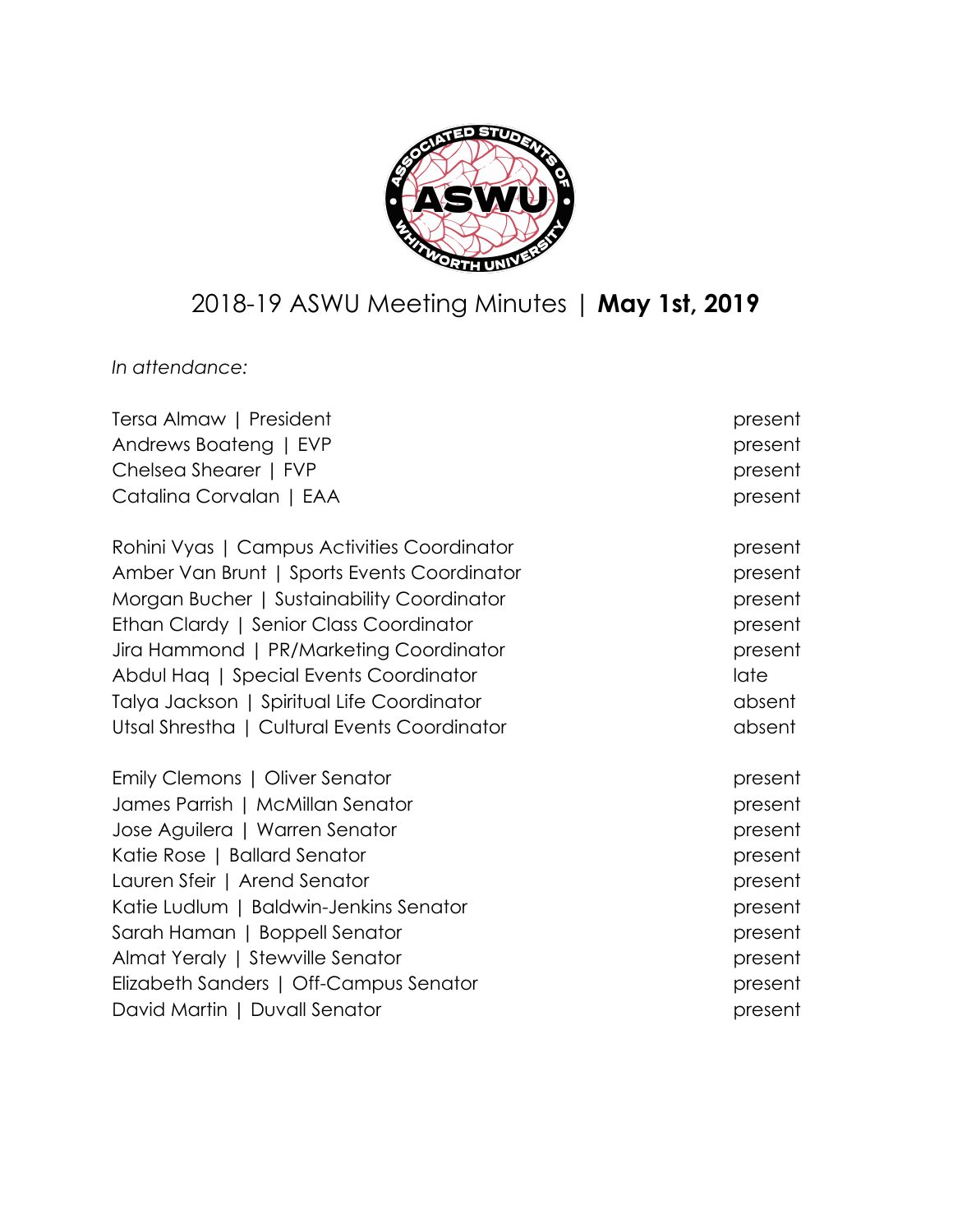# 2018-19 ASWU Meeting Minutes | **May 1st, 2019**

*In attendance:*

| | |
|---|---|
| Tersa Almaw \| President | present |
| Andrews Boateng \| EVP | present |
| Chelsea Shearer \| FVP | present |
| Catalina Corvalan \| EAA | present |
| | |
| Rohini Vyas \| Campus Activities Coordinator | present |
| Amber Van Brunt \| Sports Events Coordinator | present |
| Morgan Bucher \| Sustainability Coordinator | present |
| Ethan Clardy \| Senior Class Coordinator | present |
| Jira Hammond \| PR/Marketing Coordinator | present |
| Abdul Haq \| Special Events Coordinator | late |
| Talya Jackson \| Spiritual Life Coordinator | absent |
| Utsal Shrestha \| Cultural Events Coordinator | absent |
| | |
| Emily Clemons \| Oliver Senator | present |
| James Parrish \| McMillan Senator | present |
| Jose Aguilera \| Warren Senator | present |
| Katie Rose \| Ballard Senator | present |
| Lauren Sfeir \| Arend Senator | present |
| Katie Ludlum \| Baldwin-Jenkins Senator | present |
| Sarah Haman \| Boppell Senator | present |
| Almat Yeraly \| Stewville Senator | present |
| Elizabeth Sanders \| Off-Campus Senator | present |
| David Martin \| Duvall Senator | present |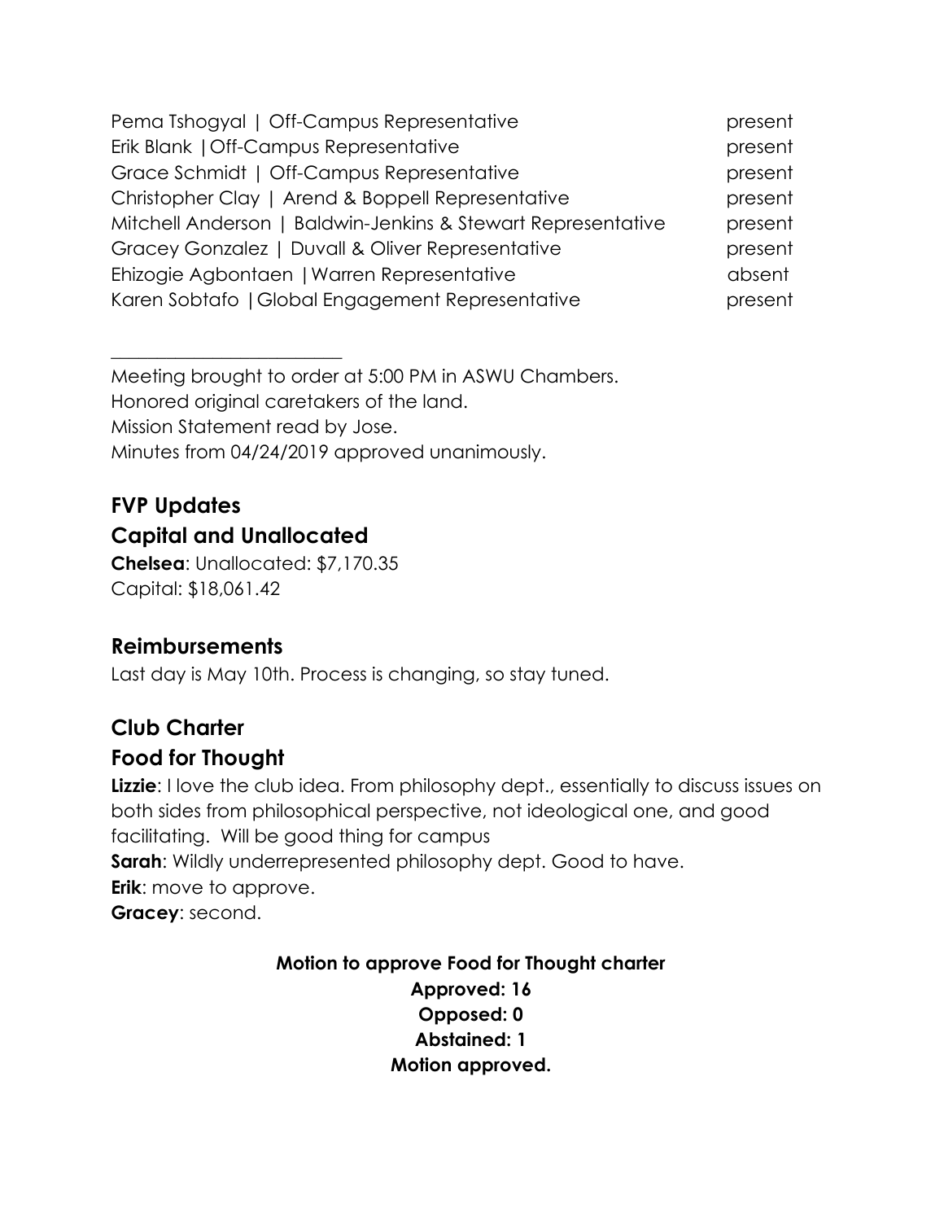| | |
|---|---|
| Pema Tshogyal \| Off-Campus Representative | present |
| Erik Blank \| Off-Campus Representative | present |
| Grace Schmidt \| Off-Campus Representative | present |
| Christopher Clay \| Arend & Boppell Representative | present |
| Mitchell Anderson \| Baldwin-Jenkins & Stewart Representative | present |
| Gracey Gonzalez \| Duvall & Oliver Representative | present |
| Ehizogie Agbontaen \| Warren Representative | absent |
| Karen Sobtafo \| Global Engagement Representative | present |

---

Meeting brought to order at 5:00 PM in ASWU Chambers.
Honored original caretakers of the land.
Mission Statement read by Jose.
Minutes from 04/24/2019 approved unanimously.

## FVP Updates

## Capital and Unallocated

**Chelsea**: Unallocated: $7,170.35
Capital: $18,061.42

### Reimbursements

Last day is May 10th. Process is changing, so stay tuned.

## Club Charter

## Food for Thought

**Lizzie**: I love the club idea. From philosophy dept., essentially to discuss issues on both sides from philosophical perspective, not ideological one, and good facilitating. Will be good thing for campus
**Sarah**: Wildly underrepresented philosophy dept. Good to have.
**Erik**: move to approve.
**Gracey**: second.

**Motion to approve Food for Thought charter**
**Approved: 16**
**Opposed: 0**
**Abstained: 1**
**Motion approved.**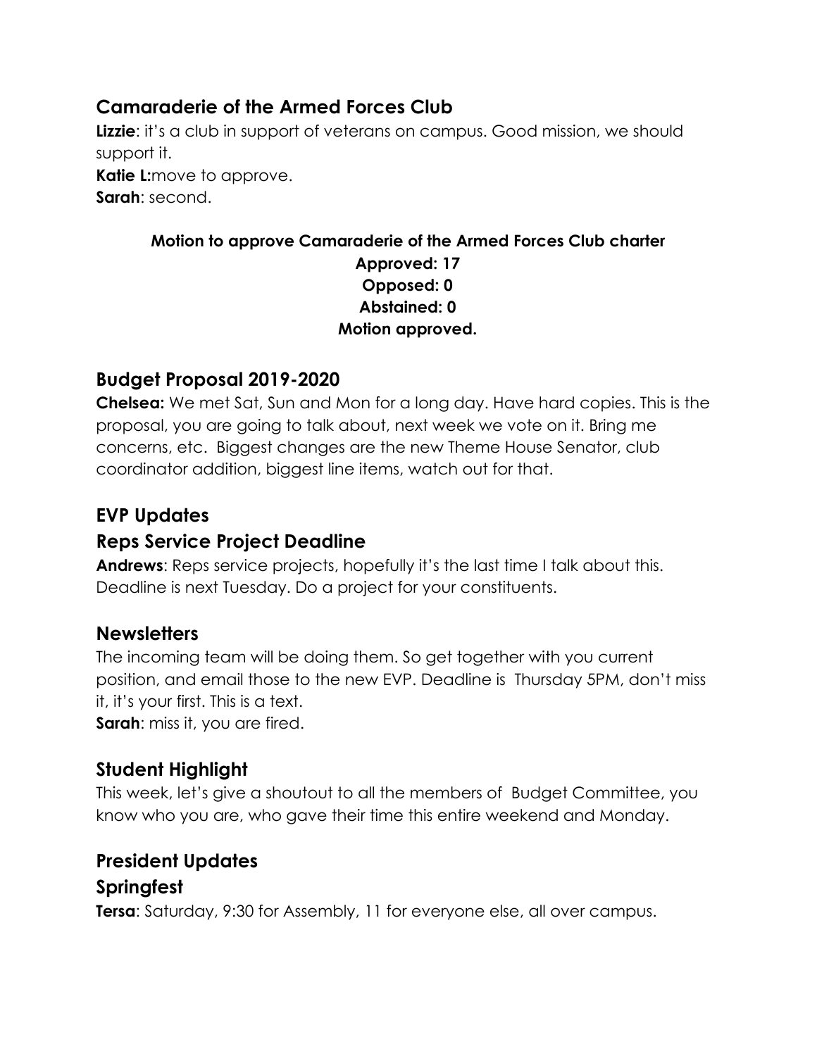## Camaraderie of the Armed Forces Club

**Lizzie**: it's a club in support of veterans on campus. Good mission, we should support it.
**Katie L:**move to approve.
**Sarah**: second.

**Motion to approve Camaraderie of the Armed Forces Club charter**
**Approved: 17**
**Opposed: 0**
**Abstained: 0**
**Motion approved.**

## Budget Proposal 2019-2020

**Chelsea:** We met Sat, Sun and Mon for a long day. Have hard copies. This is the proposal, you are going to talk about, next week we vote on it. Bring me concerns, etc. Biggest changes are the new Theme House Senator, club coordinator addition, biggest line items, watch out for that.

## EVP Updates

## Reps Service Project Deadline

**Andrews**: Reps service projects, hopefully it's the last time I talk about this. Deadline is next Tuesday. Do a project for your constituents.

## Newsletters

The incoming team will be doing them. So get together with you current position, and email those to the new EVP. Deadline is Thursday 5PM, don't miss it, it's your first. This is a text.
**Sarah**: miss it, you are fired.

## Student Highlight

This week, let's give a shoutout to all the members of Budget Committee, you know who you are, who gave their time this entire weekend and Monday.

## President Updates

## Springfest

**Tersa**: Saturday, 9:30 for Assembly, 11 for everyone else, all over campus.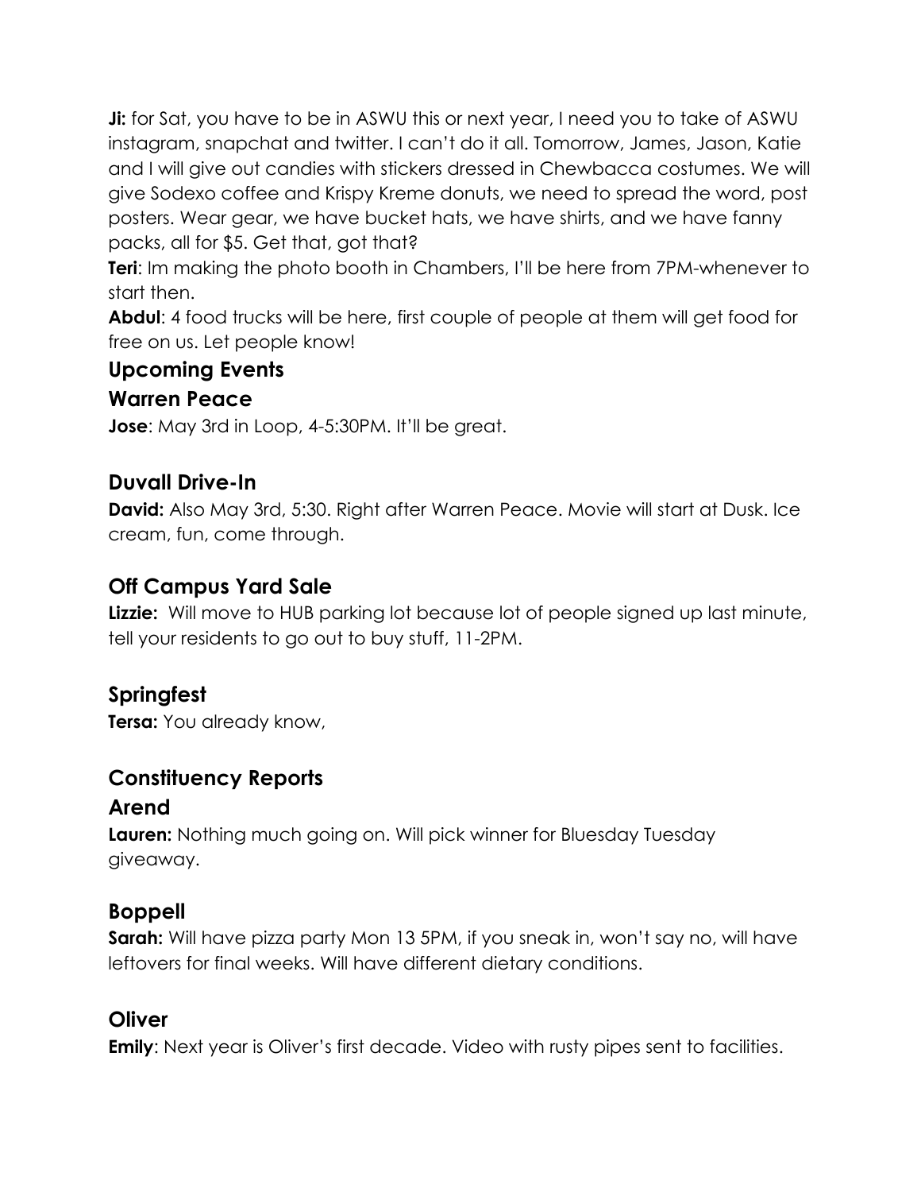**Ji:** for Sat, you have to be in ASWU this or next year, I need you to take of ASWU instagram, snapchat and twitter. I can't do it all. Tomorrow, James, Jason, Katie and I will give out candies with stickers dressed in Chewbacca costumes. We will give Sodexo coffee and Krispy Kreme donuts, we need to spread the word, post posters. Wear gear, we have bucket hats, we have shirts, and we have fanny packs, all for $5. Get that, got that?

**Teri**: Im making the photo booth in Chambers, I'll be here from 7PM-whenever to start then.

**Abdul**: 4 food trucks will be here, first couple of people at them will get food for free on us. Let people know!

## Upcoming Events

### Warren Peace

**Jose**: May 3rd in Loop, 4-5:30PM. It'll be great.

### Duvall Drive-In

**David:** Also May 3rd, 5:30. Right after Warren Peace. Movie will start at Dusk. Ice cream, fun, come through.

### Off Campus Yard Sale

**Lizzie:** Will move to HUB parking lot because lot of people signed up last minute, tell your residents to go out to buy stuff, 11-2PM.

### Springfest

**Tersa:** You already know,

## Constituency Reports

### Arend

**Lauren:** Nothing much going on. Will pick winner for Bluesday Tuesday giveaway.

### Boppell

**Sarah:** Will have pizza party Mon 13 5PM, if you sneak in, won't say no, will have leftovers for final weeks. Will have different dietary conditions.

### Oliver

**Emily**: Next year is Oliver's first decade. Video with rusty pipes sent to facilities.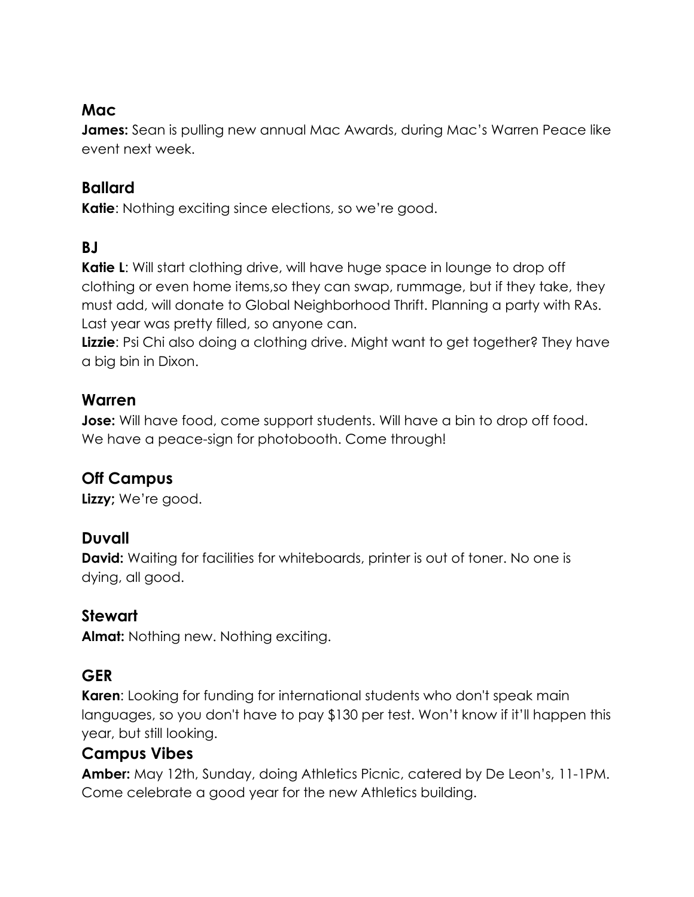## Mac

**James:** Sean is pulling new annual Mac Awards, during Mac's Warren Peace like event next week.

## Ballard

**Katie**: Nothing exciting since elections, so we're good.

## BJ

**Katie L**: Will start clothing drive, will have huge space in lounge to drop off clothing or even home items,so they can swap, rummage, but if they take, they must add, will donate to Global Neighborhood Thrift. Planning a party with RAs. Last year was pretty filled, so anyone can.

**Lizzie**: Psi Chi also doing a clothing drive. Might want to get together? They have a big bin in Dixon.

## Warren

**Jose:** Will have food, come support students. Will have a bin to drop off food. We have a peace-sign for photobooth. Come through!

## Off Campus

**Lizzy;** We're good.

## Duvall

**David:** Waiting for facilities for whiteboards, printer is out of toner. No one is dying, all good.

## Stewart

**Almat:** Nothing new. Nothing exciting.

## GER

**Karen**: Looking for funding for international students who don't speak main languages, so you don't have to pay $130 per test. Won't know if it'll happen this year, but still looking.

## Campus Vibes

**Amber:** May 12th, Sunday, doing Athletics Picnic, catered by De Leon's, 11-1PM. Come celebrate a good year for the new Athletics building.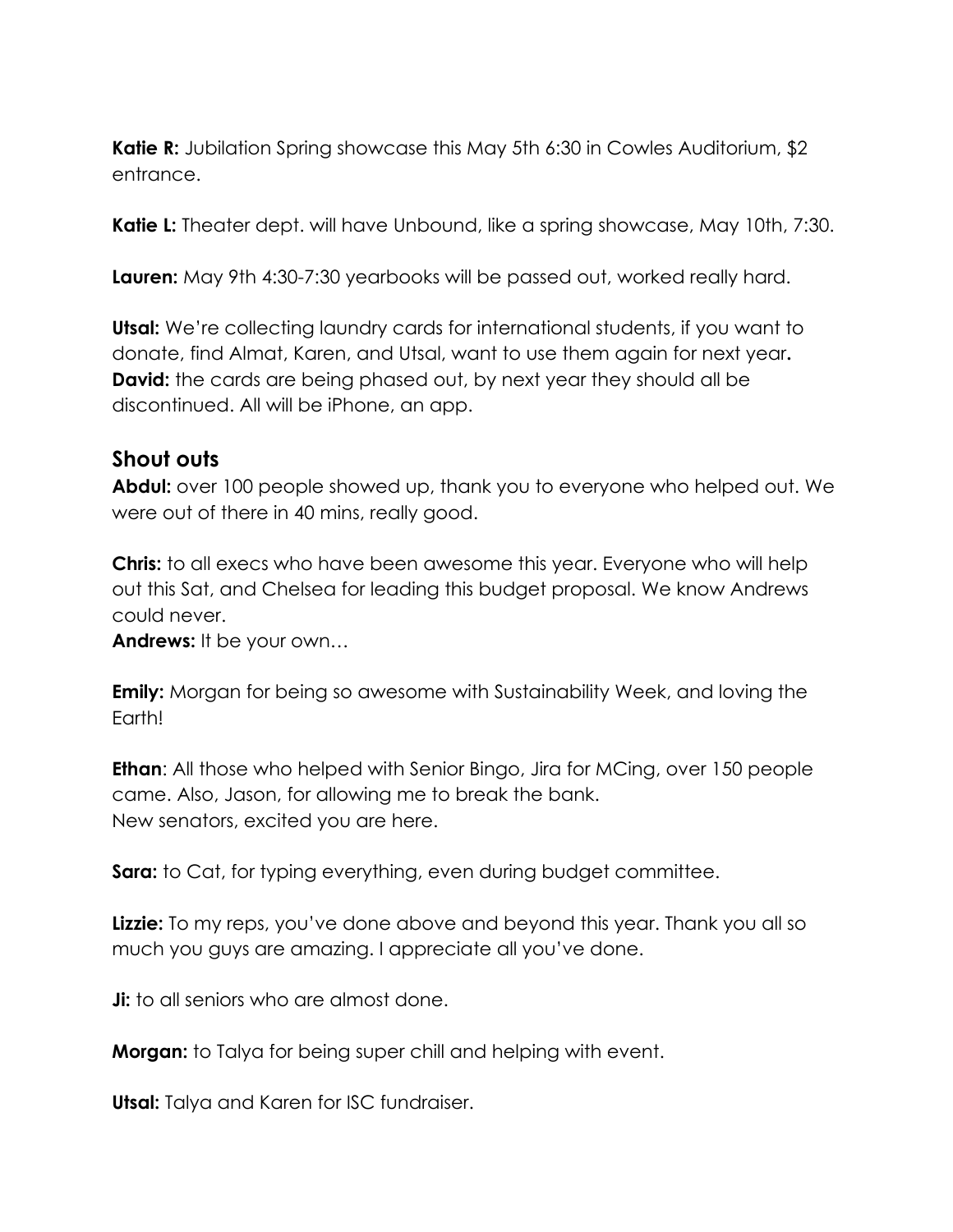**Katie R:** Jubilation Spring showcase this May 5th 6:30 in Cowles Auditorium, $2 entrance.

**Katie L:** Theater dept. will have Unbound, like a spring showcase, May 10th, 7:30.

**Lauren:** May 9th 4:30-7:30 yearbooks will be passed out, worked really hard.

**Utsal:** We're collecting laundry cards for international students, if you want to donate, find Almat, Karen, and Utsal, want to use them again for next year.
**David:** the cards are being phased out, by next year they should all be discontinued. All will be iPhone, an app.

## Shout outs

**Abdul:** over 100 people showed up, thank you to everyone who helped out. We were out of there in 40 mins, really good.

**Chris:** to all execs who have been awesome this year. Everyone who will help out this Sat, and Chelsea for leading this budget proposal. We know Andrews could never.
**Andrews:** It be your own…

**Emily:** Morgan for being so awesome with Sustainability Week, and loving the Earth!

**Ethan**: All those who helped with Senior Bingo, Jira for MCing, over 150 people came. Also, Jason, for allowing me to break the bank.
New senators, excited you are here.

**Sara:** to Cat, for typing everything, even during budget committee.

**Lizzie:** To my reps, you've done above and beyond this year. Thank you all so much you guys are amazing. I appreciate all you've done.

**Ji:** to all seniors who are almost done.

**Morgan:** to Talya for being super chill and helping with event.

**Utsal:** Talya and Karen for ISC fundraiser.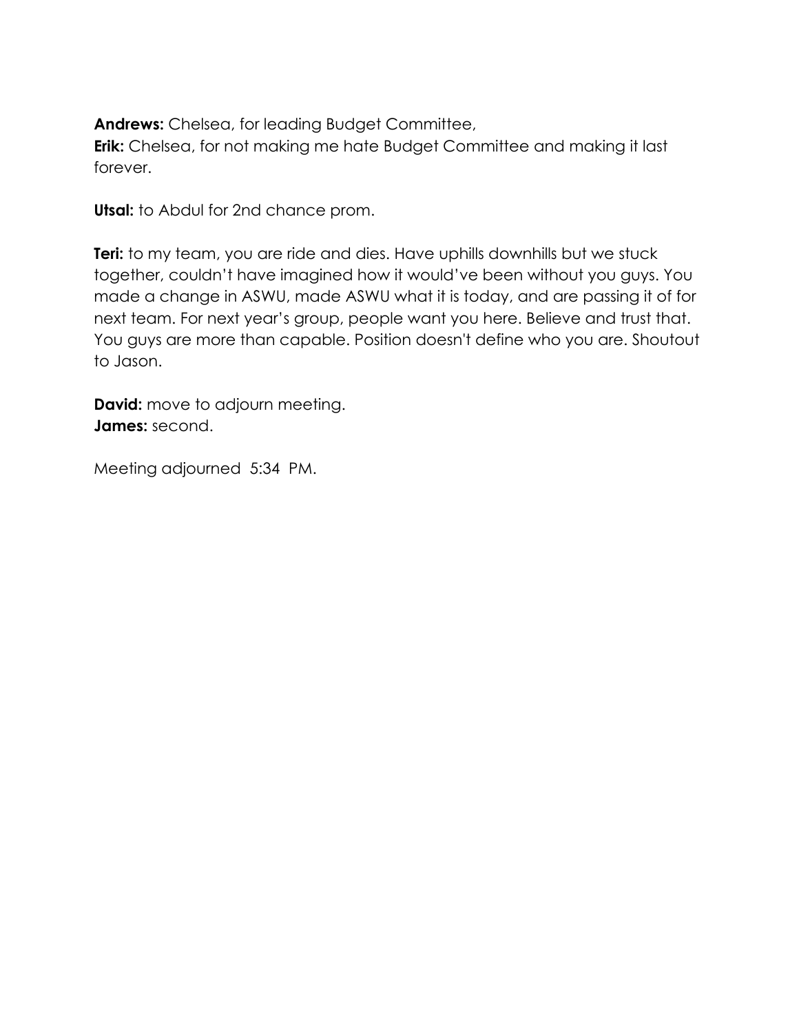**Andrews:** Chelsea, for leading Budget Committee,
**Erik:** Chelsea, for not making me hate Budget Committee and making it last forever.

**Utsal:** to Abdul for 2nd chance prom.

**Teri:** to my team, you are ride and dies. Have uphills downhills but we stuck together, couldn't have imagined how it would've been without you guys. You made a change in ASWU, made ASWU what it is today, and are passing it of for next team. For next year's group, people want you here. Believe and trust that. You guys are more than capable. Position doesn't define who you are. Shoutout to Jason.

**David:** move to adjourn meeting.
**James:** second.

Meeting adjourned 5:34 PM.